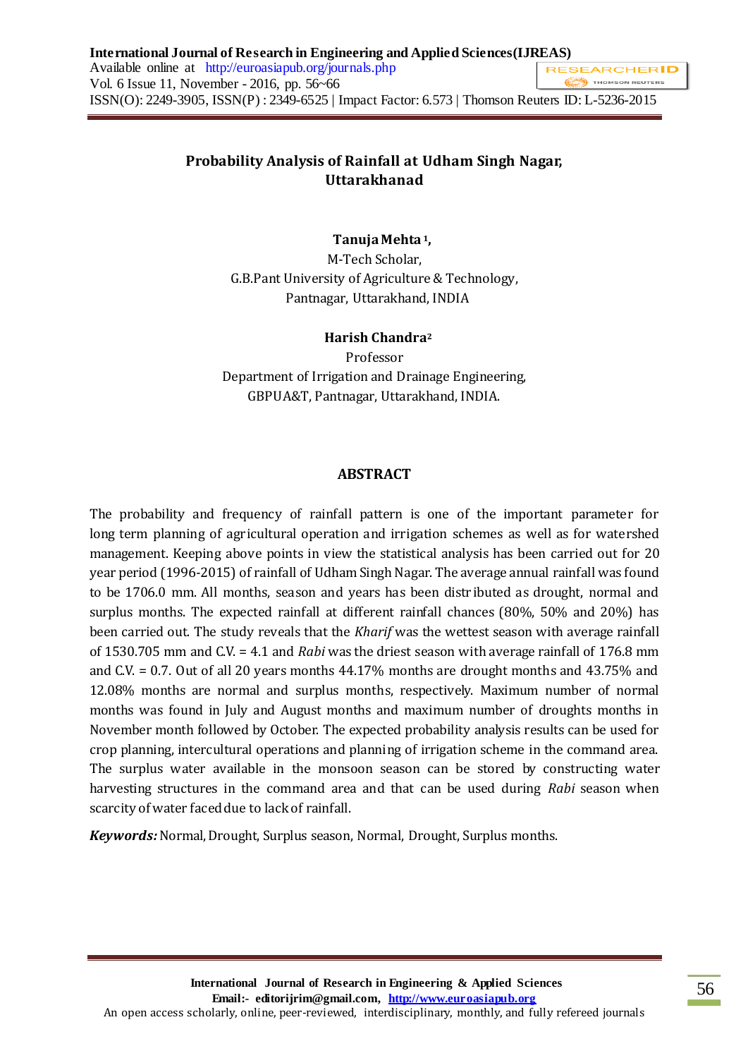# Probability Analysis of Rainfall at Udham Singh Nagar, Uttarakhanad

**Tanuja Mehta** [1],
M-Tech Scholar,
G.B.Pant University of Agriculture & Technology,
Pantnagar, Uttarakhand, INDIA

**Harish Chandra**[2]
Professor
Department of Irrigation and Drainage Engineering,
GBPUA&T, Pantnagar, Uttarakhand, INDIA.

## ABSTRACT

The probability and frequency of rainfall pattern is one of the important parameter for long term planning of agricultural operation and irrigation schemes as well as for watershed management. Keeping above points in view the statistical analysis has been carried out for 20 year period (1996-2015) of rainfall of Udham Singh Nagar. The average annual rainfall was found to be 1706.0 mm. All months, season and years has been distributed as drought, normal and surplus months. The expected rainfall at different rainfall chances (80%, 50% and 20%) has been carried out. The study reveals that the *Kharif* was the wettest season with average rainfall of 1530.705 mm and C.V. = 4.1 and *Rabi* was the driest season with average rainfall of 176.8 mm and C.V. = 0.7. Out of all 20 years months 44.17% months are drought months and 43.75% and 12.08% months are normal and surplus months, respectively. Maximum number of normal months was found in July and August months and maximum number of droughts months in November month followed by October. The expected probability analysis results can be used for crop planning, intercultural operations and planning of irrigation scheme in the command area. The surplus water available in the monsoon season can be stored by constructing water harvesting structures in the command area and that can be used during *Rabi* season when scarcity of water faced due to lack of rainfall.

***Keywords:*** Normal, Drought, Surplus season, Normal, Drought, Surplus months.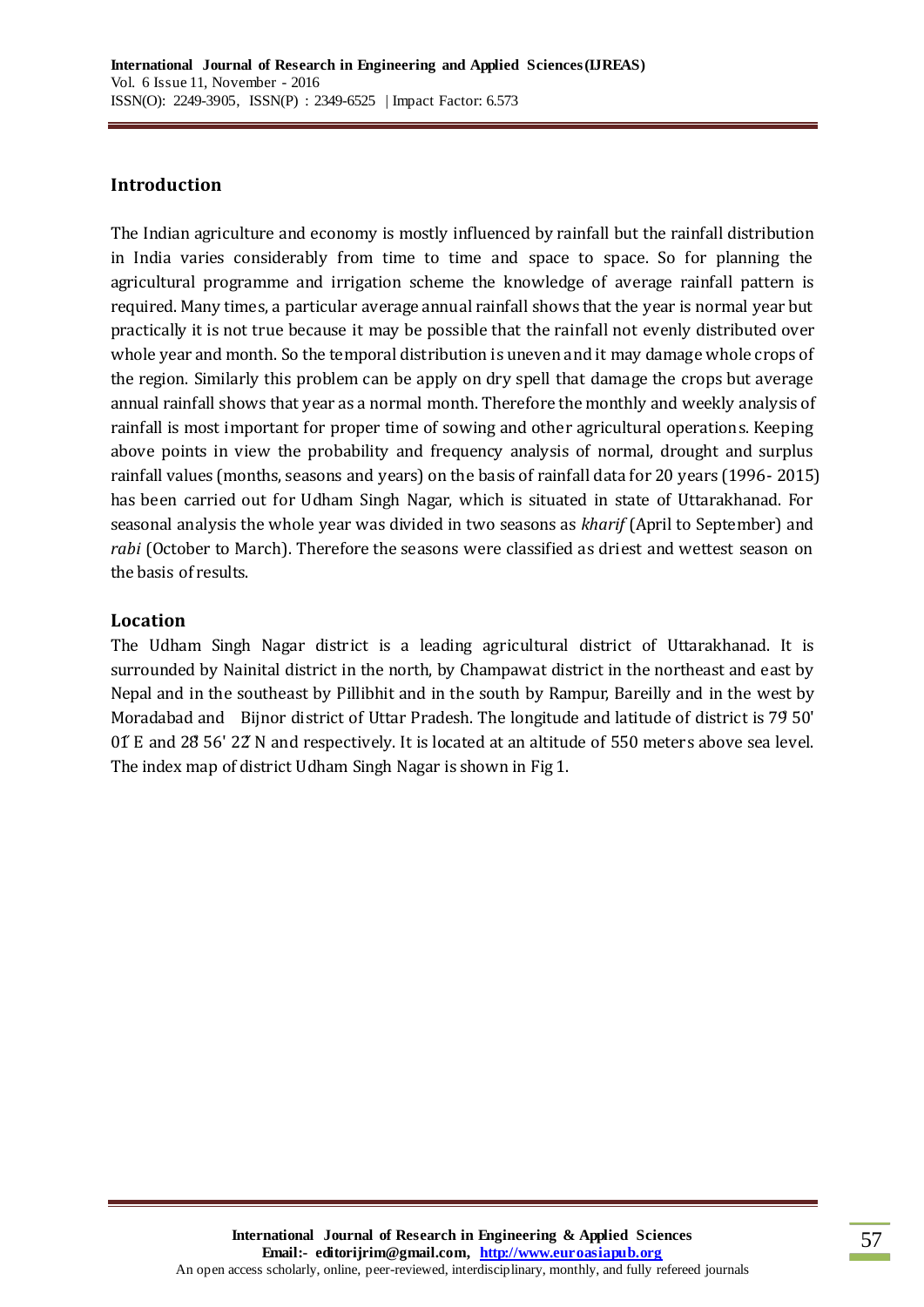## Introduction

The Indian agriculture and economy is mostly influenced by rainfall but the rainfall distribution in India varies considerably from time to time and space to space. So for planning the agricultural programme and irrigation scheme the knowledge of average rainfall pattern is required. Many times, a particular average annual rainfall shows that the year is normal year but practically it is not true because it may be possible that the rainfall not evenly distributed over whole year and month. So the temporal distribution is uneven and it may damage whole crops of the region. Similarly this problem can be apply on dry spell that damage the crops but average annual rainfall shows that year as a normal month. Therefore the monthly and weekly analysis of rainfall is most important for proper time of sowing and other agricultural operations. Keeping above points in view the probability and frequency analysis of normal, drought and surplus rainfall values (months, seasons and years) on the basis of rainfall data for 20 years (1996- 2015) has been carried out for Udham Singh Nagar, which is situated in state of Uttarakhanad. For seasonal analysis the whole year was divided in two seasons as *kharif* (April to September) and *rabi* (October to March). Therefore the seasons were classified as driest and wettest season on the basis of results.

## Location

The Udham Singh Nagar district is a leading agricultural district of Uttarakhanad. It is surrounded by Nainital district in the north, by Champawat district in the northeast and east by Nepal and in the southeast by Pillibhit and in the south by Rampur, Bareilly and in the west by Moradabad and Bijnor district of Uttar Pradesh. The longitude and latitude of district is 79° 50' 01" E and 28° 56' 22" N and respectively. It is located at an altitude of 550 meters above sea level. The index map of district Udham Singh Nagar is shown in Fig 1.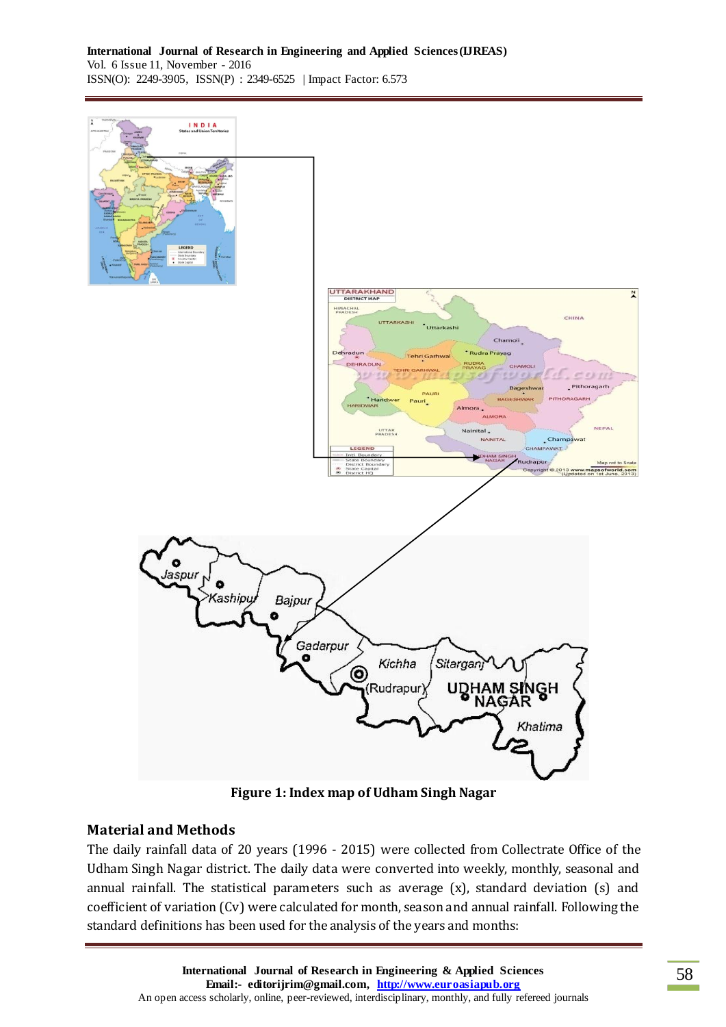Figure 1: Index map of Udham Singh Nagar

## Material and Methods

The daily rainfall data of 20 years (1996 - 2015) were collected from Collectrate Office of the Udham Singh Nagar district. The daily data were converted into weekly, monthly, seasonal and annual rainfall. The statistical parameters such as average (x), standard deviation (s) and coefficient of variation (Cv) were calculated for month, season and annual rainfall. Following the standard definitions has been used for the analysis of the years and months: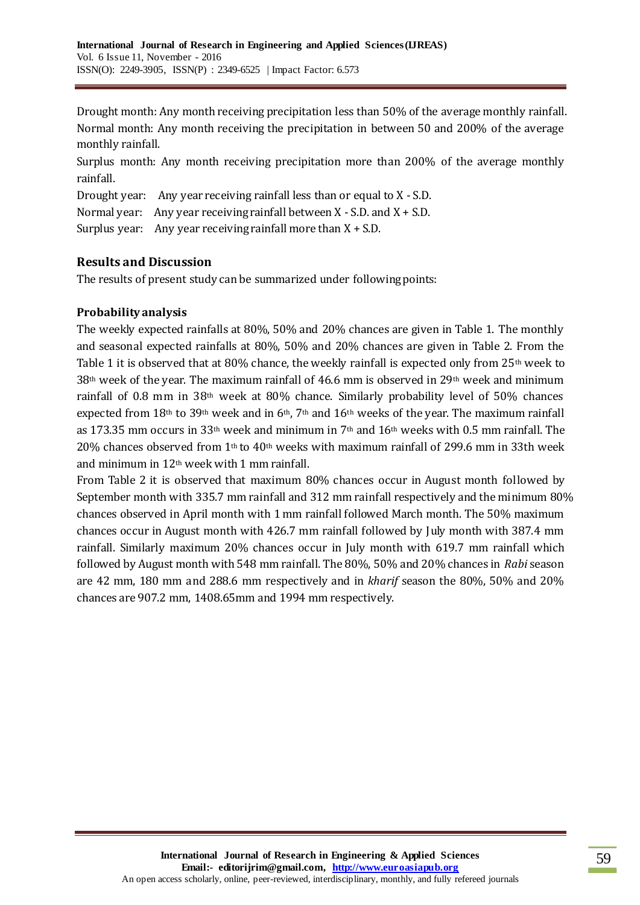Drought month: Any month receiving precipitation less than 50% of the average monthly rainfall.
Normal month: Any month receiving the precipitation in between 50 and 200% of the average monthly rainfall.

Surplus month: Any month receiving precipitation more than 200% of the average monthly rainfall.

Drought year: Any year receiving rainfall less than or equal to X - S.D.

Normal year: Any year receiving rainfall between X - S.D. and X + S.D.

Surplus year: Any year receiving rainfall more than X + S.D.

## Results and Discussion

The results of present study can be summarized under following points:

### Probability analysis

The weekly expected rainfalls at 80%, 50% and 20% chances are given in Table 1. The monthly and seasonal expected rainfalls at 80%, 50% and 20% chances are given in Table 2. From the Table 1 it is observed that at 80% chance, the weekly rainfall is expected only from 25th week to 38th week of the year. The maximum rainfall of 46.6 mm is observed in 29th week and minimum rainfall of 0.8 mm in 38th week at 80% chance. Similarly probability level of 50% chances expected from 18th to 39th week and in 6th, 7th and 16th weeks of the year. The maximum rainfall as 173.35 mm occurs in 33th week and minimum in 7th and 16th weeks with 0.5 mm rainfall. The 20% chances observed from 1th to 40th weeks with maximum rainfall of 299.6 mm in 33th week and minimum in 12th week with 1 mm rainfall.

From Table 2 it is observed that maximum 80% chances occur in August month followed by September month with 335.7 mm rainfall and 312 mm rainfall respectively and the minimum 80% chances observed in April month with 1 mm rainfall followed March month. The 50% maximum chances occur in August month with 426.7 mm rainfall followed by July month with 387.4 mm rainfall. Similarly maximum 20% chances occur in July month with 619.7 mm rainfall which followed by August month with 548 mm rainfall. The 80%, 50% and 20% chances in *Rabi* season are 42 mm, 180 mm and 288.6 mm respectively and in *kharif* season the 80%, 50% and 20% chances are 907.2 mm, 1408.65mm and 1994 mm respectively.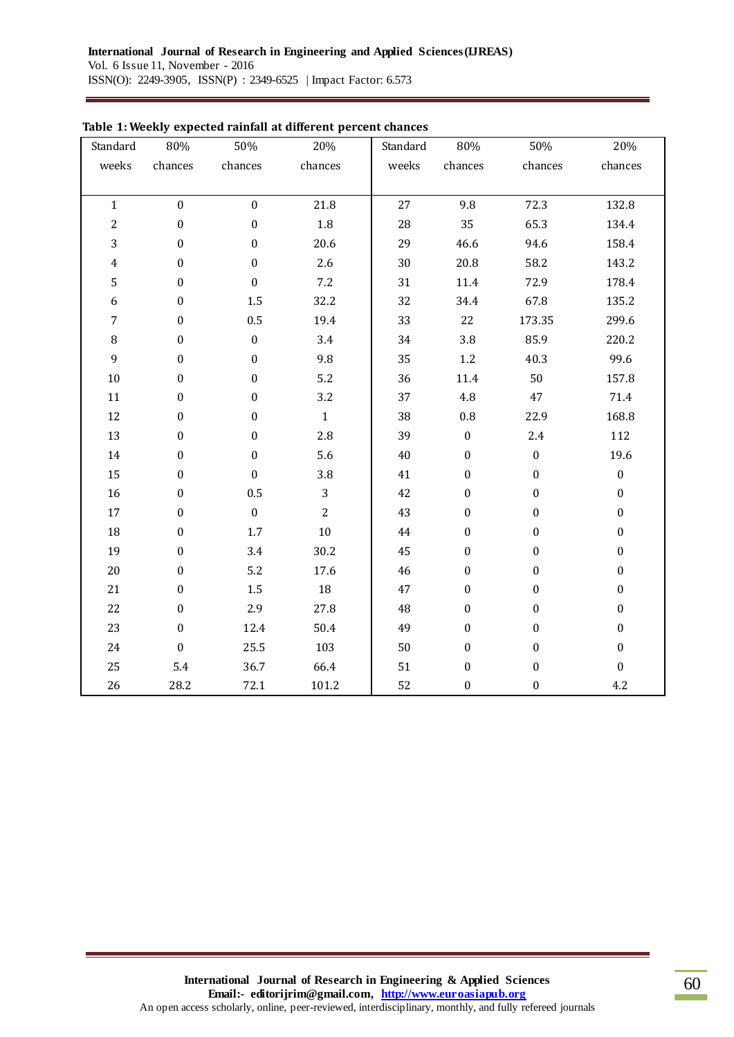**Table 1: Weekly expected rainfall at different percent chances**

| Standard weeks | 80% chances | 50% chances | 20% chances | Standard weeks | 80% chances | 50% chances | 20% chances |
|---|---|---|---|---|---|---|---|
| 1 | 0 | 0 | 21.8 | 27 | 9.8 | 72.3 | 132.8 |
| 2 | 0 | 0 | 1.8 | 28 | 35 | 65.3 | 134.4 |
| 3 | 0 | 0 | 20.6 | 29 | 46.6 | 94.6 | 158.4 |
| 4 | 0 | 0 | 2.6 | 30 | 20.8 | 58.2 | 143.2 |
| 5 | 0 | 0 | 7.2 | 31 | 11.4 | 72.9 | 178.4 |
| 6 | 0 | 1.5 | 32.2 | 32 | 34.4 | 67.8 | 135.2 |
| 7 | 0 | 0.5 | 19.4 | 33 | 22 | 173.35 | 299.6 |
| 8 | 0 | 0 | 3.4 | 34 | 3.8 | 85.9 | 220.2 |
| 9 | 0 | 0 | 9.8 | 35 | 1.2 | 40.3 | 99.6 |
| 10 | 0 | 0 | 5.2 | 36 | 11.4 | 50 | 157.8 |
| 11 | 0 | 0 | 3.2 | 37 | 4.8 | 47 | 71.4 |
| 12 | 0 | 0 | 1 | 38 | 0.8 | 22.9 | 168.8 |
| 13 | 0 | 0 | 2.8 | 39 | 0 | 2.4 | 112 |
| 14 | 0 | 0 | 5.6 | 40 | 0 | 0 | 19.6 |
| 15 | 0 | 0 | 3.8 | 41 | 0 | 0 | 0 |
| 16 | 0 | 0.5 | 3 | 42 | 0 | 0 | 0 |
| 17 | 0 | 0 | 2 | 43 | 0 | 0 | 0 |
| 18 | 0 | 1.7 | 10 | 44 | 0 | 0 | 0 |
| 19 | 0 | 3.4 | 30.2 | 45 | 0 | 0 | 0 |
| 20 | 0 | 5.2 | 17.6 | 46 | 0 | 0 | 0 |
| 21 | 0 | 1.5 | 18 | 47 | 0 | 0 | 0 |
| 22 | 0 | 2.9 | 27.8 | 48 | 0 | 0 | 0 |
| 23 | 0 | 12.4 | 50.4 | 49 | 0 | 0 | 0 |
| 24 | 0 | 25.5 | 103 | 50 | 0 | 0 | 0 |
| 25 | 5.4 | 36.7 | 66.4 | 51 | 0 | 0 | 0 |
| 26 | 28.2 | 72.1 | 101.2 | 52 | 0 | 0 | 4.2 |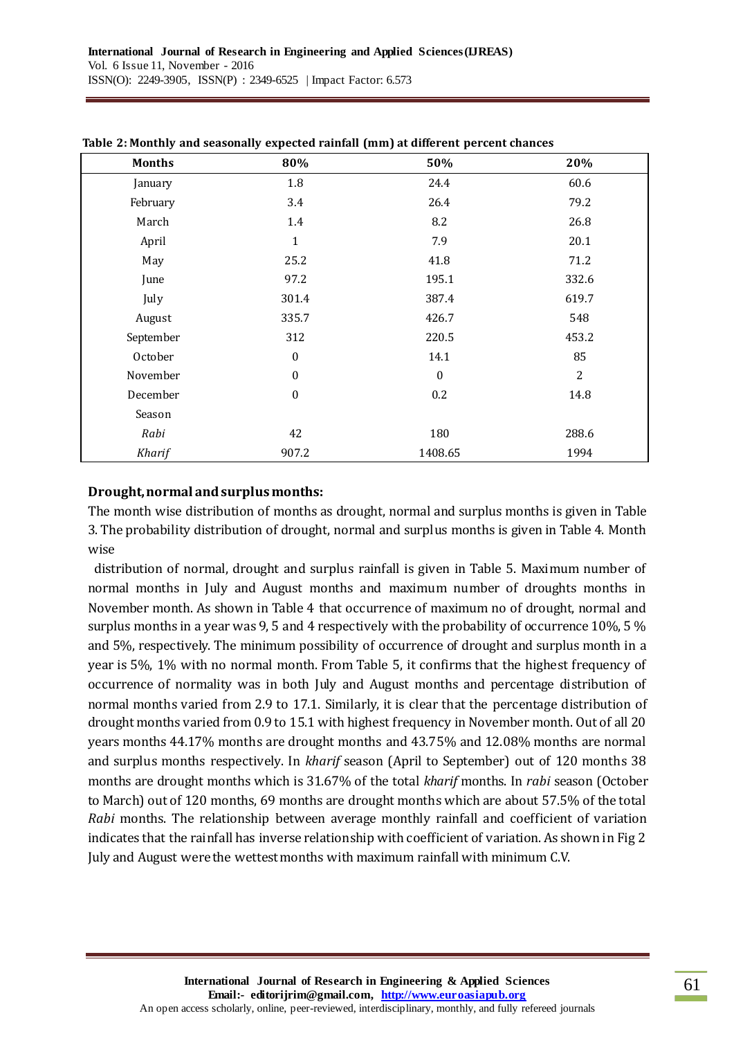**Table 2: Monthly and seasonally expected rainfall (mm) at different percent chances**

| Months | 80% | 50% | 20% |
|---|---|---|---|
| January | 1.8 | 24.4 | 60.6 |
| February | 3.4 | 26.4 | 79.2 |
| March | 1.4 | 8.2 | 26.8 |
| April | 1 | 7.9 | 20.1 |
| May | 25.2 | 41.8 | 71.2 |
| June | 97.2 | 195.1 | 332.6 |
| July | 301.4 | 387.4 | 619.7 |
| August | 335.7 | 426.7 | 548 |
| September | 312 | 220.5 | 453.2 |
| October | 0 | 14.1 | 85 |
| November | 0 | 0 | 2 |
| December | 0 | 0.2 | 14.8 |
| Season | | | |
| *Rabi* | 42 | 180 | 288.6 |
| *Kharif* | 907.2 | 1408.65 | 1994 |

### Drought, normal and surplus months:

The month wise distribution of months as drought, normal and surplus months is given in Table 3. The probability distribution of drought, normal and surplus months is given in Table 4. Month wise

distribution of normal, drought and surplus rainfall is given in Table 5. Maximum number of normal months in July and August months and maximum number of droughts months in November month. As shown in Table 4 that occurrence of maximum no of drought, normal and surplus months in a year was 9, 5 and 4 respectively with the probability of occurrence 10%, 5 % and 5%, respectively. The minimum possibility of occurrence of drought and surplus month in a year is 5%, 1% with no normal month. From Table 5, it confirms that the highest frequency of occurrence of normality was in both July and August months and percentage distribution of normal months varied from 2.9 to 17.1. Similarly, it is clear that the percentage distribution of drought months varied from 0.9 to 15.1 with highest frequency in November month. Out of all 20 years months 44.17% months are drought months and 43.75% and 12.08% months are normal and surplus months respectively. In *kharif* season (April to September) out of 120 months 38 months are drought months which is 31.67% of the total *kharif* months. In *rabi* season (October to March) out of 120 months, 69 months are drought months which are about 57.5% of the total *Rabi* months. The relationship between average monthly rainfall and coefficient of variation indicates that the rainfall has inverse relationship with coefficient of variation. As shown in Fig 2 July and August were the wettest months with maximum rainfall with minimum C.V.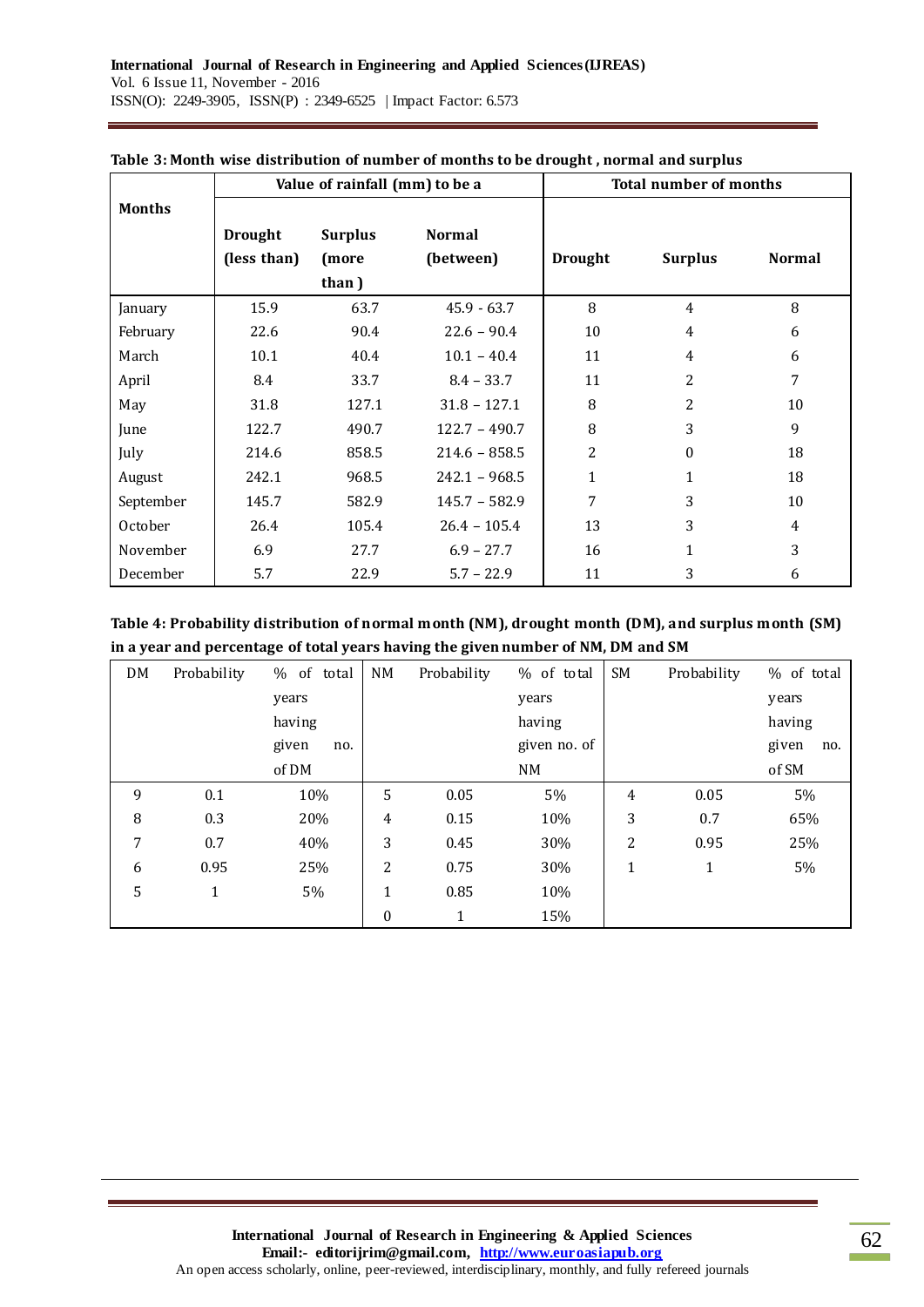**Table 3: Month wise distribution of number of months to be drought , normal and surplus**

| Months | Value of rainfall (mm) to be a | | | Total number of months | | |
|---|---|---|---|---|---|---|
| | Drought (less than) | Surplus (more than ) | Normal (between) | Drought | Surplus | Normal |
| January | 15.9 | 63.7 | 45.9 - 63.7 | 8 | 4 | 8 |
| February | 22.6 | 90.4 | 22.6 – 90.4 | 10 | 4 | 6 |
| March | 10.1 | 40.4 | 10.1 – 40.4 | 11 | 4 | 6 |
| April | 8.4 | 33.7 | 8.4 – 33.7 | 11 | 2 | 7 |
| May | 31.8 | 127.1 | 31.8 – 127.1 | 8 | 2 | 10 |
| June | 122.7 | 490.7 | 122.7 – 490.7 | 8 | 3 | 9 |
| July | 214.6 | 858.5 | 214.6 – 858.5 | 2 | 0 | 18 |
| August | 242.1 | 968.5 | 242.1 – 968.5 | 1 | 1 | 18 |
| September | 145.7 | 582.9 | 145.7 – 582.9 | 7 | 3 | 10 |
| October | 26.4 | 105.4 | 26.4 – 105.4 | 13 | 3 | 4 |
| November | 6.9 | 27.7 | 6.9 – 27.7 | 16 | 1 | 3 |
| December | 5.7 | 22.9 | 5.7 – 22.9 | 11 | 3 | 6 |

**Table 4: Probability distribution of normal month (NM), drought month (DM), and surplus month (SM) in a year and percentage of total years having the given number of NM, DM and SM**

| DM | Probability | % of total years having given no. of DM | NM | Probability | % of total years having given no. of NM | SM | Probability | % of total years having given no. of SM |
|---|---|---|---|---|---|---|---|---|
| 9 | 0.1 | 10% | 5 | 0.05 | 5% | 4 | 0.05 | 5% |
| 8 | 0.3 | 20% | 4 | 0.15 | 10% | 3 | 0.7 | 65% |
| 7 | 0.7 | 40% | 3 | 0.45 | 30% | 2 | 0.95 | 25% |
| 6 | 0.95 | 25% | 2 | 0.75 | 30% | 1 | 1 | 5% |
| 5 | 1 | 5% | 1 | 0.85 | 10% | | | |
| | | | 0 | 1 | 15% | | | |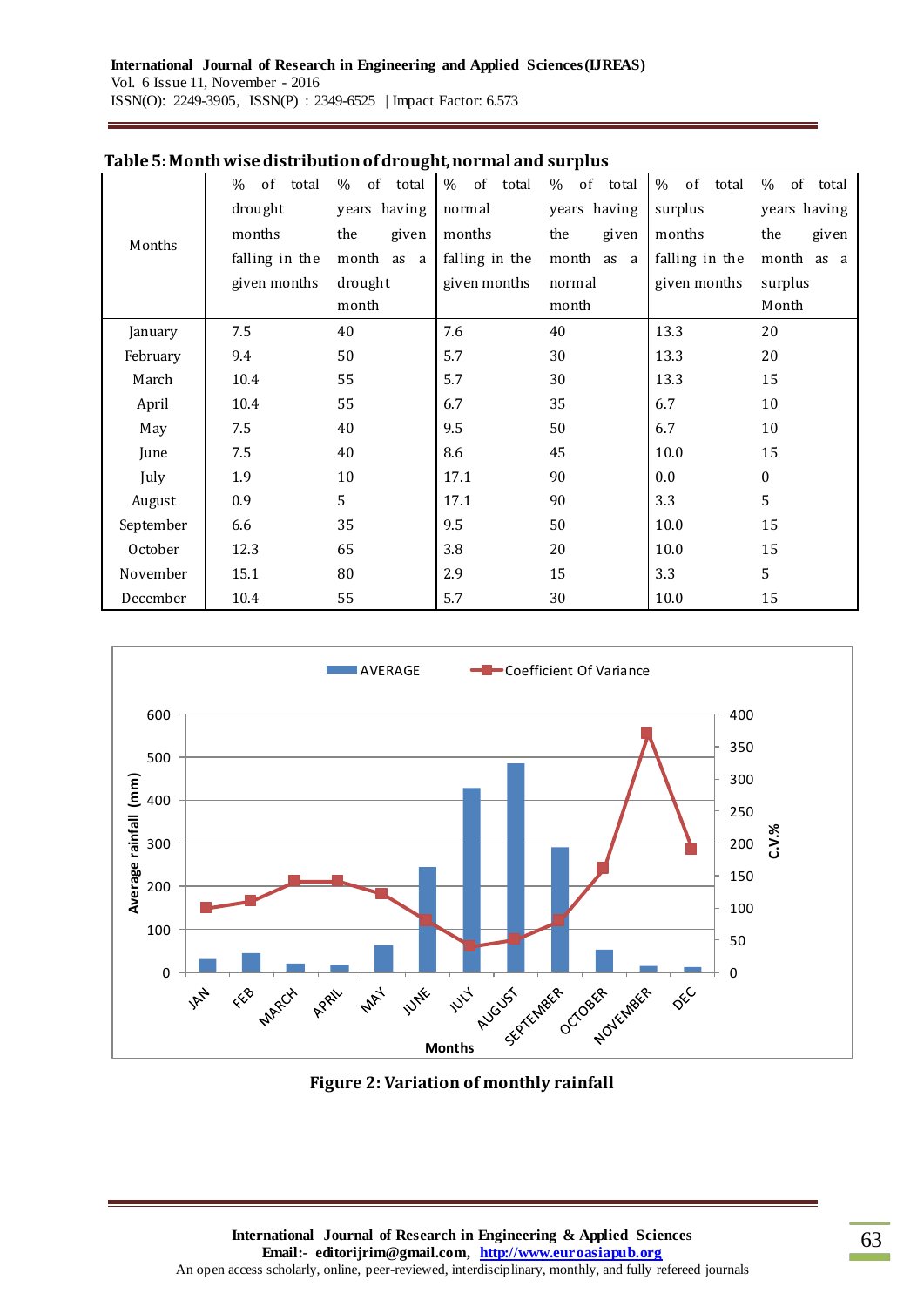**Table 5: Month wise distribution of drought, normal and surplus**

| Months | % of total drought months falling in the given months | % of total years having the given month as a drought month | % of total normal months falling in the given months | % of total years having the given month as a normal month | % of total surplus months falling in the given months | % of total years having the given month as a surplus Month |
|---|---|---|---|---|---|---|
| January | 7.5 | 40 | 7.6 | 40 | 13.3 | 20 |
| February | 9.4 | 50 | 5.7 | 30 | 13.3 | 20 |
| March | 10.4 | 55 | 5.7 | 30 | 13.3 | 15 |
| April | 10.4 | 55 | 6.7 | 35 | 6.7 | 10 |
| May | 7.5 | 40 | 9.5 | 50 | 6.7 | 10 |
| June | 7.5 | 40 | 8.6 | 45 | 10.0 | 15 |
| July | 1.9 | 10 | 17.1 | 90 | 0.0 | 0 |
| August | 0.9 | 5 | 17.1 | 90 | 3.3 | 5 |
| September | 6.6 | 35 | 9.5 | 50 | 10.0 | 15 |
| October | 12.3 | 65 | 3.8 | 20 | 10.0 | 15 |
| November | 15.1 | 80 | 2.9 | 15 | 3.3 | 5 |
| December | 10.4 | 55 | 5.7 | 30 | 10.0 | 15 |

**Figure 2: Variation of monthly rainfall**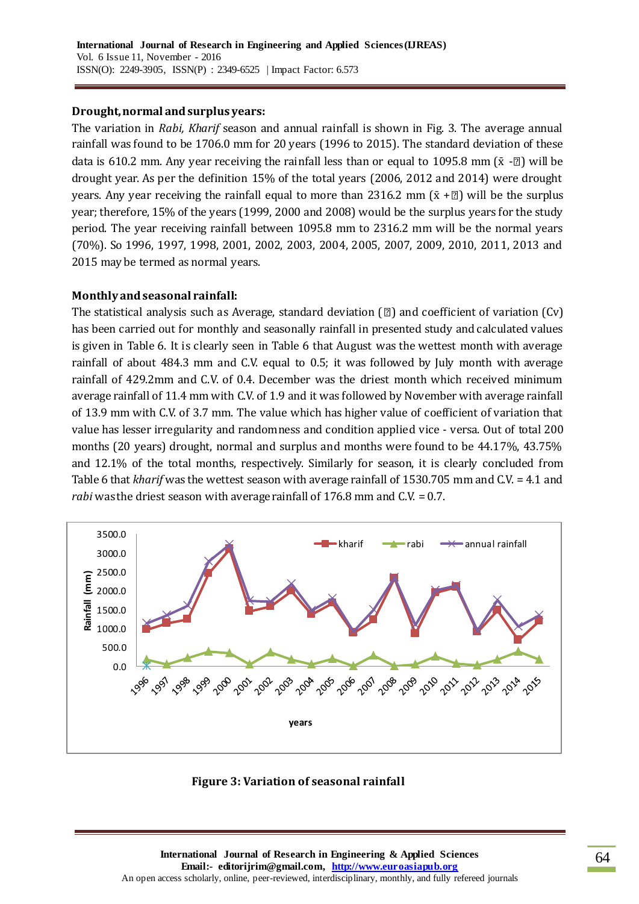**Drought, normal and surplus years:**

The variation in *Rabi, Kharif* season and annual rainfall is shown in Fig. 3. The average annual rainfall was found to be 1706.0 mm for 20 years (1996 to 2015). The standard deviation of these data is 610.2 mm. Any year receiving the rainfall less than or equal to 1095.8 mm ($\bar{x}$ -σ) will be drought year. As per the definition 15% of the total years (2006, 2012 and 2014) were drought years. Any year receiving the rainfall equal to more than 2316.2 mm ($\bar{x}$ +σ) will be the surplus year; therefore, 15% of the years (1999, 2000 and 2008) would be the surplus years for the study period. The year receiving rainfall between 1095.8 mm to 2316.2 mm will be the normal years (70%). So 1996, 1997, 1998, 2001, 2002, 2003, 2004, 2005, 2007, 2009, 2010, 2011, 2013 and 2015 may be termed as normal years.

**Monthly and seasonal rainfall:**

The statistical analysis such as Average, standard deviation (σ) and coefficient of variation (Cv) has been carried out for monthly and seasonally rainfall in presented study and calculated values is given in Table 6. It is clearly seen in Table 6 that August was the wettest month with average rainfall of about 484.3 mm and C.V. equal to 0.5; it was followed by July month with average rainfall of 429.2mm and C.V. of 0.4. December was the driest month which received minimum average rainfall of 11.4 mm with C.V. of 1.9 and it was followed by November with average rainfall of 13.9 mm with C.V. of 3.7 mm. The value which has higher value of coefficient of variation that value has lesser irregularity and randomness and condition applied vice - versa. Out of total 200 months (20 years) drought, normal and surplus and months were found to be 44.17%, 43.75% and 12.1% of the total months, respectively. Similarly for season, it is clearly concluded from Table 6 that *kharif* was the wettest season with average rainfall of 1530.705 mm and C.V. = 4.1 and *rabi* was the driest season with average rainfall of 176.8 mm and C.V. = 0.7.

**Figure 3: Variation of seasonal rainfall**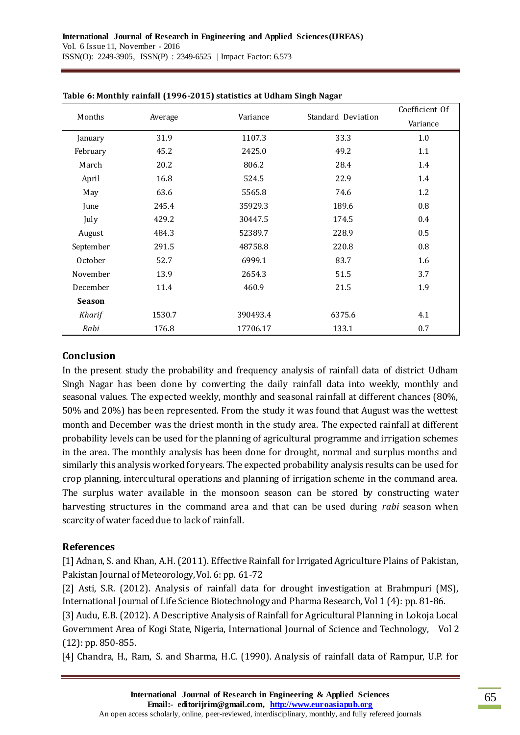**Table 6: Monthly rainfall (1996-2015) statistics at Udham Singh Nagar**

| Months | Average | Variance | Standard Deviation | Coefficient Of Variance |
|---|---|---|---|---|
| January | 31.9 | 1107.3 | 33.3 | 1.0 |
| February | 45.2 | 2425.0 | 49.2 | 1.1 |
| March | 20.2 | 806.2 | 28.4 | 1.4 |
| April | 16.8 | 524.5 | 22.9 | 1.4 |
| May | 63.6 | 5565.8 | 74.6 | 1.2 |
| June | 245.4 | 35929.3 | 189.6 | 0.8 |
| July | 429.2 | 30447.5 | 174.5 | 0.4 |
| August | 484.3 | 52389.7 | 228.9 | 0.5 |
| September | 291.5 | 48758.8 | 220.8 | 0.8 |
| October | 52.7 | 6999.1 | 83.7 | 1.6 |
| November | 13.9 | 2654.3 | 51.5 | 3.7 |
| December | 11.4 | 460.9 | 21.5 | 1.9 |
| **Season** | | | | |
| *Kharif* | 1530.7 | 390493.4 | 6375.6 | 4.1 |
| *Rabi* | 176.8 | 17706.17 | 133.1 | 0.7 |

## Conclusion

In the present study the probability and frequency analysis of rainfall data of district Udham Singh Nagar has been done by converting the daily rainfall data into weekly, monthly and seasonal values. The expected weekly, monthly and seasonal rainfall at different chances (80%, 50% and 20%) has been represented. From the study it was found that August was the wettest month and December was the driest month in the study area. The expected rainfall at different probability levels can be used for the planning of agricultural programme and irrigation schemes in the area. The monthly analysis has been done for drought, normal and surplus months and similarly this analysis worked for years. The expected probability analysis results can be used for crop planning, intercultural operations and planning of irrigation scheme in the command area. The surplus water available in the monsoon season can be stored by constructing water harvesting structures in the command area and that can be used during *rabi* season when scarcity of water faced due to lack of rainfall.

## References

[1] Adnan, S. and Khan, A.H. (2011). Effective Rainfall for Irrigated Agriculture Plains of Pakistan, Pakistan Journal of Meteorology, Vol. 6: pp. 61-72

[2] Asti, S.R. (2012). Analysis of rainfall data for drought investigation at Brahmpuri (MS), International Journal of Life Science Biotechnology and Pharma Research, Vol 1 (4): pp. 81-86.

[3] Audu, E.B. (2012). A Descriptive Analysis of Rainfall for Agricultural Planning in Lokoja Local Government Area of Kogi State, Nigeria, International Journal of Science and Technology, Vol 2 (12): pp. 850-855.

[4] Chandra, H., Ram, S. and Sharma, H.C. (1990). Analysis of rainfall data of Rampur, U.P. for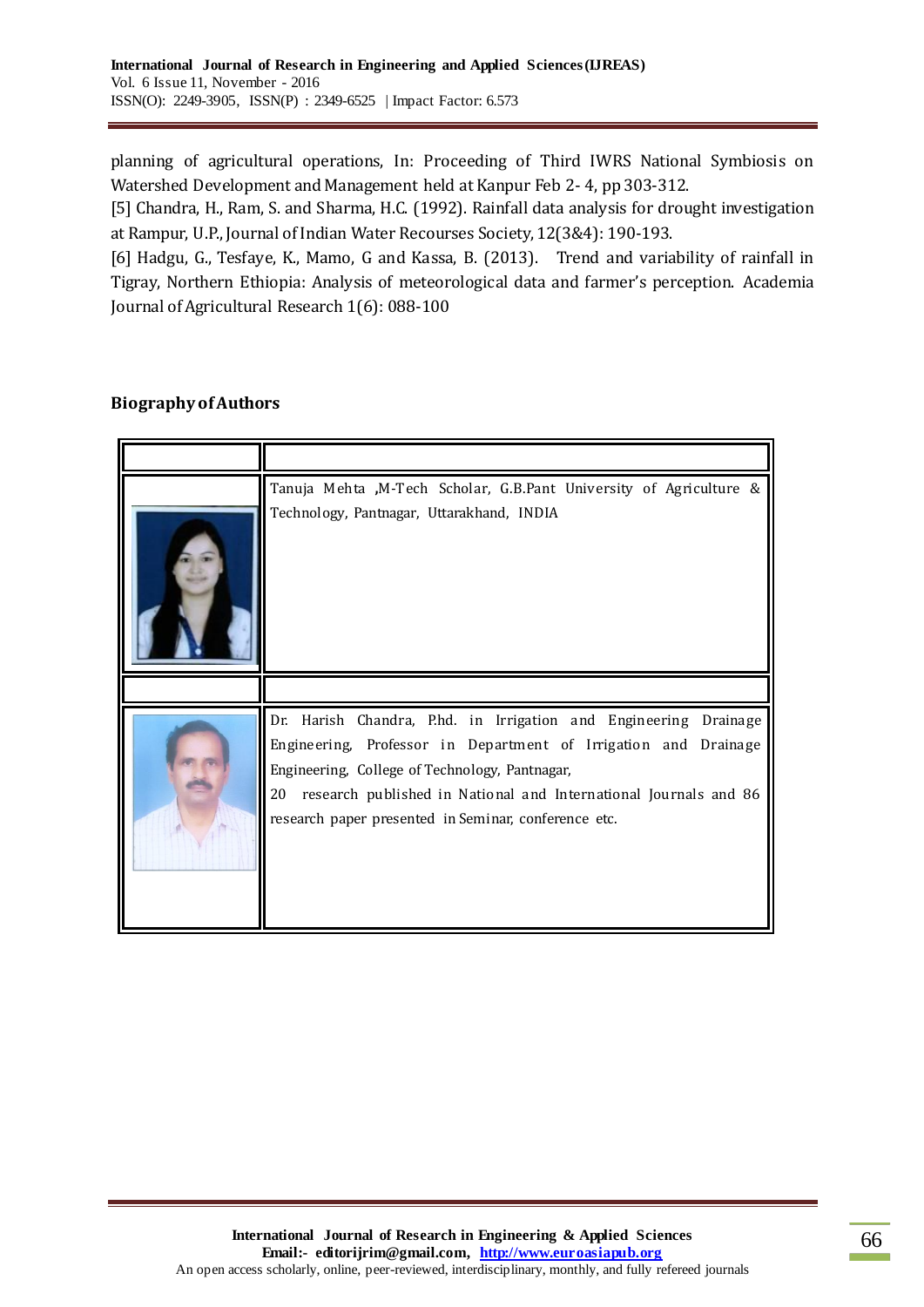planning of agricultural operations, In: Proceeding of Third IWRS National Symbiosis on Watershed Development and Management held at Kanpur Feb 2- 4, pp 303-312.

[5] Chandra, H., Ram, S. and Sharma, H.C. (1992). Rainfall data analysis for drought investigation at Rampur, U.P., Journal of Indian Water Recourses Society, 12(3&4): 190-193.

[6] Hadgu, G., Tesfaye, K., Mamo, G and Kassa, B. (2013). Trend and variability of rainfall in Tigray, Northern Ethiopia: Analysis of meteorological data and farmer's perception. Academia Journal of Agricultural Research 1(6): 088-100

## Biography of Authors

| | |
|---|---|
| | Tanuja Mehta ,M-Tech Scholar, G.B.Pant University of Agriculture & Technology, Pantnagar, Uttarakhand, INDIA |
| | |
| | Dr. Harish Chandra, P.hd. in Irrigation and Engineering Drainage Engineering, Professor in Department of Irrigation and Drainage Engineering, College of Technology, Pantnagar, 20 research published in National and International Journals and 86 research paper presented in Seminar, conference etc. |